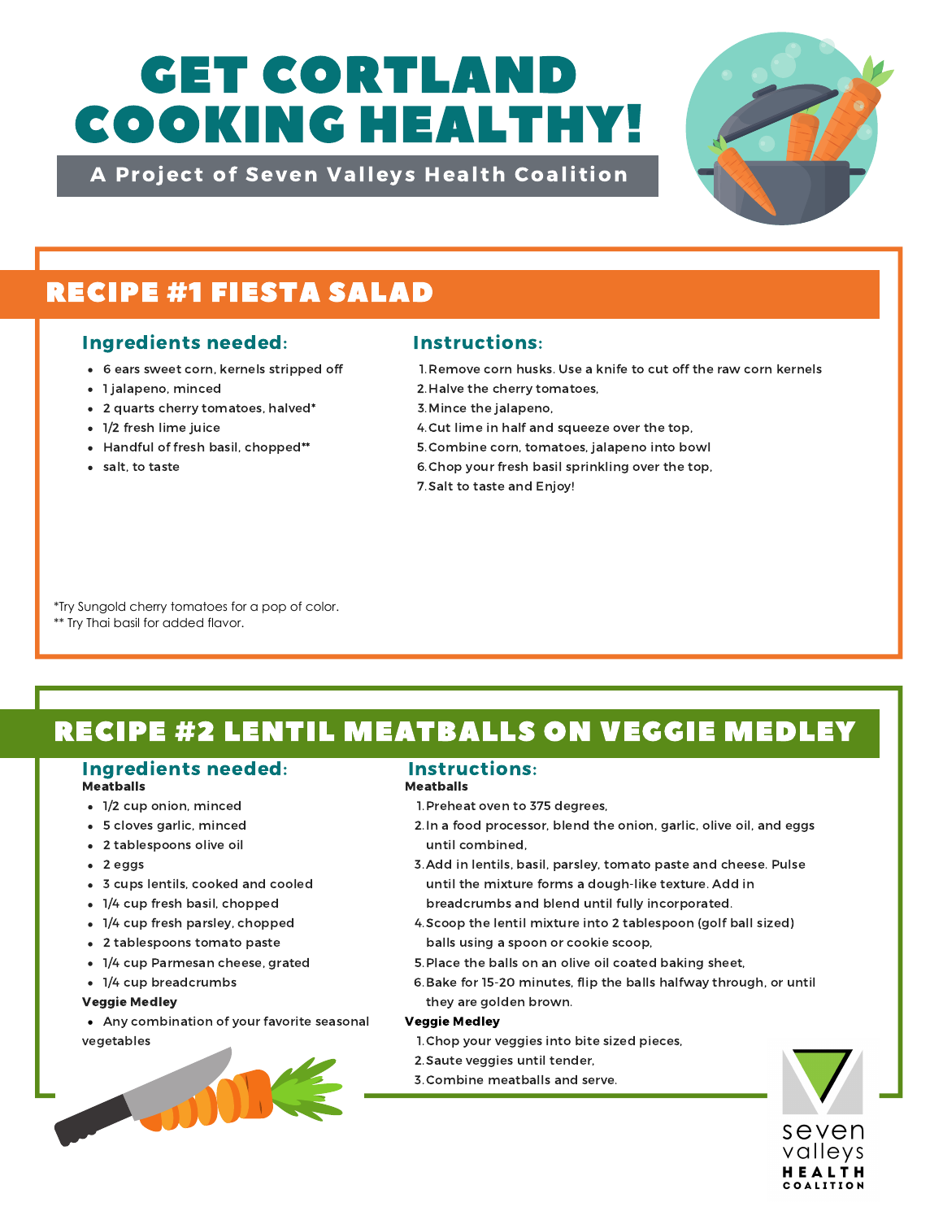# GET CORTLAND COOKING HEALTHY!

**A Project of Seven Valleys Health Coalition**

## RECIPE #1 FIESTA SALAD

### Ingredients needed:

- 6 ears sweet corn, kernels stripped off
- 1 jalapeno, minced
- 2 quarts cherry tomatoes, halved*
- 1/2 fresh lime juice
- Handful of fresh basil, chopped**
- salt, to taste

### Instructions:

1. Remove corn husks. Use a knife to cut off the raw corn kernels
2. Halve the cherry tomatoes,
3. Mince the jalapeno,
4. Cut lime in half and squeeze over the top,
5. Combine corn, tomatoes, jalapeno into bowl
6. Chop your fresh basil sprinkling over the top,
7. Salt to taste and Enjoy!

*Try Sungold cherry tomatoes for a pop of color.
** Try Thai basil for added flavor.

## RECIPE #2 LENTIL MEATBALLS ON VEGGIE MEDLEY

### Ingredients needed:

**Meatballs**

- 1/2 cup onion, minced
- 5 cloves garlic, minced
- 2 tablespoons olive oil
- 2 eggs
- 3 cups lentils, cooked and cooled
- 1/4 cup fresh basil, chopped
- 1/4 cup fresh parsley, chopped
- 2 tablespoons tomato paste
- 1/4 cup Parmesan cheese, grated
- 1/4 cup breadcrumbs

**Veggie Medley**

- Any combination of your favorite seasonal vegetables

### Instructions:

**Meatballs**

1. Preheat oven to 375 degrees,
2. In a food processor, blend the onion, garlic, olive oil, and eggs until combined,
3. Add in lentils, basil, parsley, tomato paste and cheese. Pulse until the mixture forms a dough-like texture. Add in breadcrumbs and blend until fully incorporated.
4. Scoop the lentil mixture into 2 tablespoon (golf ball sized) balls using a spoon or cookie scoop,
5. Place the balls on an olive oil coated baking sheet,
6. Bake for 15-20 minutes, flip the balls halfway through, or until they are golden brown.

**Veggie Medley**

1. Chop your veggies into bite sized pieces,
2. Saute veggies until tender,
3. Combine meatballs and serve.

seven valleys HEALTH COALITION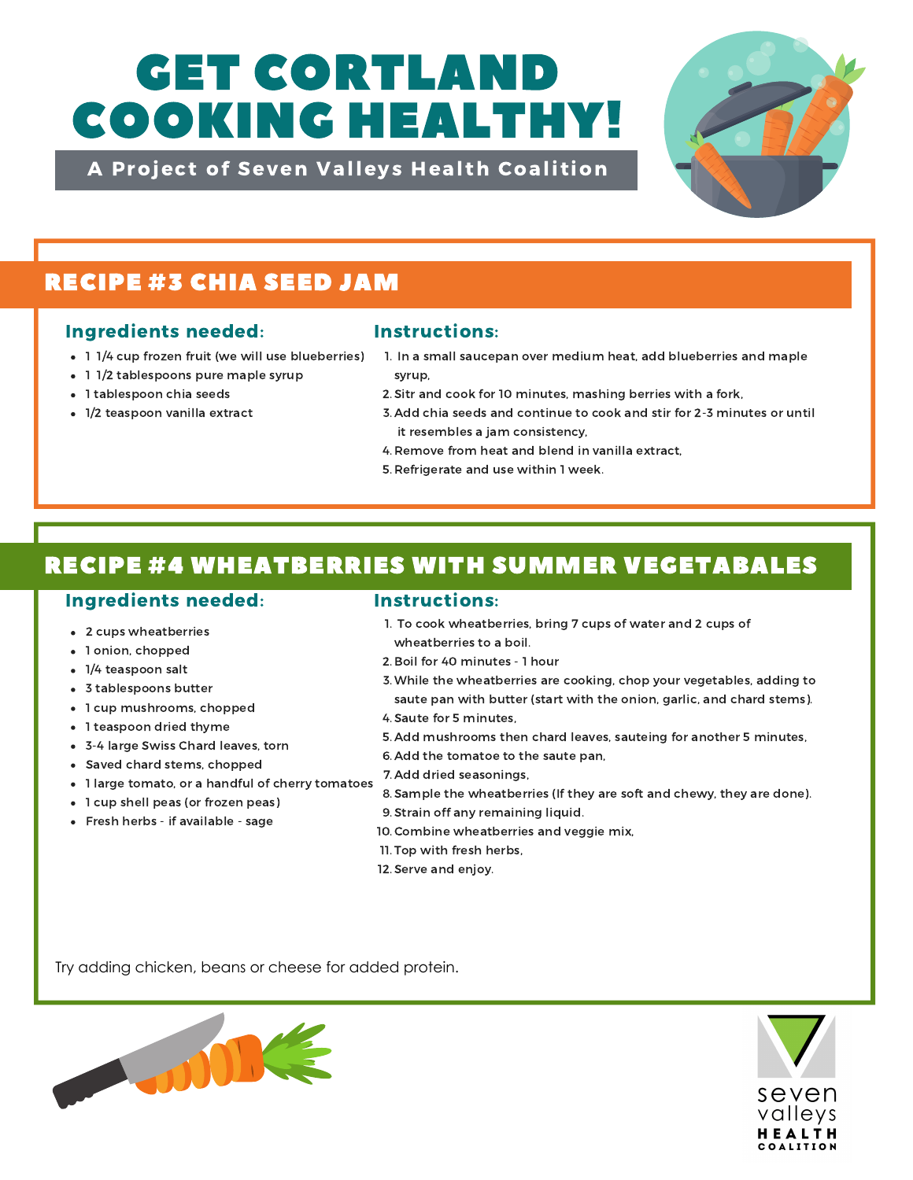# GET CORTLAND COOKING HEALTHY!

A Project of Seven Valleys Health Coalition

## RECIPE #3 CHIA SEED JAM

### Ingredients needed:

- 1 1/4 cup frozen fruit (we will use blueberries)
- 1 1/2 tablespoons pure maple syrup
- 1 tablespoon chia seeds
- 1/2 teaspoon vanilla extract

### Instructions:

1. In a small saucepan over medium heat, add blueberries and maple syrup,
2. Sitr and cook for 10 minutes, mashing berries with a fork,
3. Add chia seeds and continue to cook and stir for 2-3 minutes or until it resembles a jam consistency,
4. Remove from heat and blend in vanilla extract,
5. Refrigerate and use within 1 week.

## RECIPE #4 WHEATBERRIES WITH SUMMER VEGETABALES

### Ingredients needed:

- 2 cups wheatberries
- 1 onion, chopped
- 1/4 teaspoon salt
- 3 tablespoons butter
- 1 cup mushrooms, chopped
- 1 teaspoon dried thyme
- 3-4 large Swiss Chard leaves, torn
- Saved chard stems, chopped
- 1 large tomato, or a handful of cherry tomatoes
- 1 cup shell peas (or frozen peas)
- Fresh herbs - if available - sage

### Instructions:

1. To cook wheatberries, bring 7 cups of water and 2 cups of wheatberries to a boil.
2. Boil for 40 minutes - 1 hour
3. While the wheatberries are cooking, chop your vegetables, adding to saute pan with butter (start with the onion, garlic, and chard stems).
4. Saute for 5 minutes,
5. Add mushrooms then chard leaves, sauteing for another 5 minutes,
6. Add the tomatoe to the saute pan,
7. Add dried seasonings,
8. Sample the wheatberries (If they are soft and chewy, they are done).
9. Strain off any remaining liquid.
10. Combine wheatberries and veggie mix,
11. Top with fresh herbs,
12. Serve and enjoy.

Try adding chicken, beans or cheese for added protein.

seven valleys HEALTH COALITION